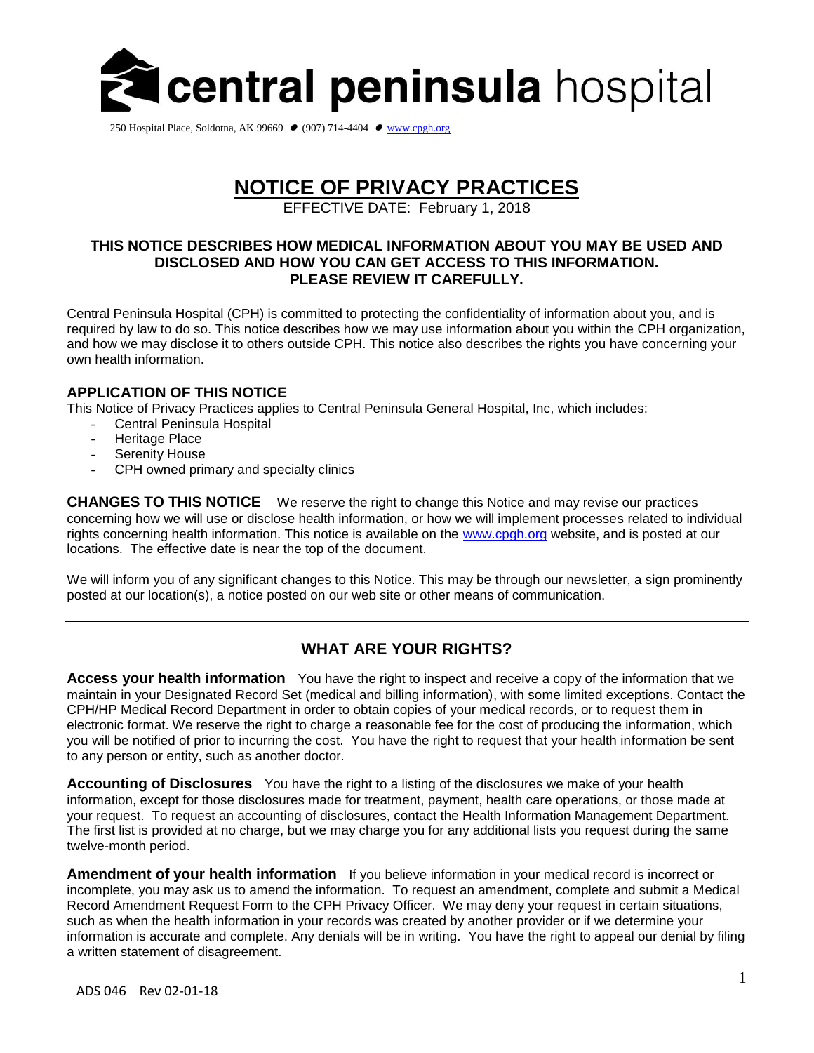# central peninsula hospital

250 Hospital Place, Soldotna, AK 99669 • (907) 714-4404 • www.cpgh.org

# NOTICE OF PRIVACY PRACTICES

EFFECTIVE DATE: February 1, 2018

**THIS NOTICE DESCRIBES HOW MEDICAL INFORMATION ABOUT YOU MAY BE USED AND DISCLOSED AND HOW YOU CAN GET ACCESS TO THIS INFORMATION. PLEASE REVIEW IT CAREFULLY.**

Central Peninsula Hospital (CPH) is committed to protecting the confidentiality of information about you, and is required by law to do so. This notice describes how we may use information about you within the CPH organization, and how we may disclose it to others outside CPH. This notice also describes the rights you have concerning your own health information.

### APPLICATION OF THIS NOTICE

This Notice of Privacy Practices applies to Central Peninsula General Hospital, Inc, which includes:

- Central Peninsula Hospital
- Heritage Place
- Serenity House
- CPH owned primary and specialty clinics

**CHANGES TO THIS NOTICE** We reserve the right to change this Notice and may revise our practices concerning how we will use or disclose health information, or how we will implement processes related to individual rights concerning health information. This notice is available on the www.cpgh.org website, and is posted at our locations. The effective date is near the top of the document.

We will inform you of any significant changes to this Notice. This may be through our newsletter, a sign prominently posted at our location(s), a notice posted on our web site or other means of communication.

---

## WHAT ARE YOUR RIGHTS?

**Access your health information** You have the right to inspect and receive a copy of the information that we maintain in your Designated Record Set (medical and billing information), with some limited exceptions. Contact the CPH/HP Medical Record Department in order to obtain copies of your medical records, or to request them in electronic format. We reserve the right to charge a reasonable fee for the cost of producing the information, which you will be notified of prior to incurring the cost. You have the right to request that your health information be sent to any person or entity, such as another doctor.

**Accounting of Disclosures** You have the right to a listing of the disclosures we make of your health information, except for those disclosures made for treatment, payment, health care operations, or those made at your request. To request an accounting of disclosures, contact the Health Information Management Department. The first list is provided at no charge, but we may charge you for any additional lists you request during the same twelve-month period.

**Amendment of your health information** If you believe information in your medical record is incorrect or incomplete, you may ask us to amend the information. To request an amendment, complete and submit a Medical Record Amendment Request Form to the CPH Privacy Officer. We may deny your request in certain situations, such as when the health information in your records was created by another provider or if we determine your information is accurate and complete. Any denials will be in writing. You have the right to appeal our denial by filing a written statement of disagreement.

ADS 046 Rev 02-01-18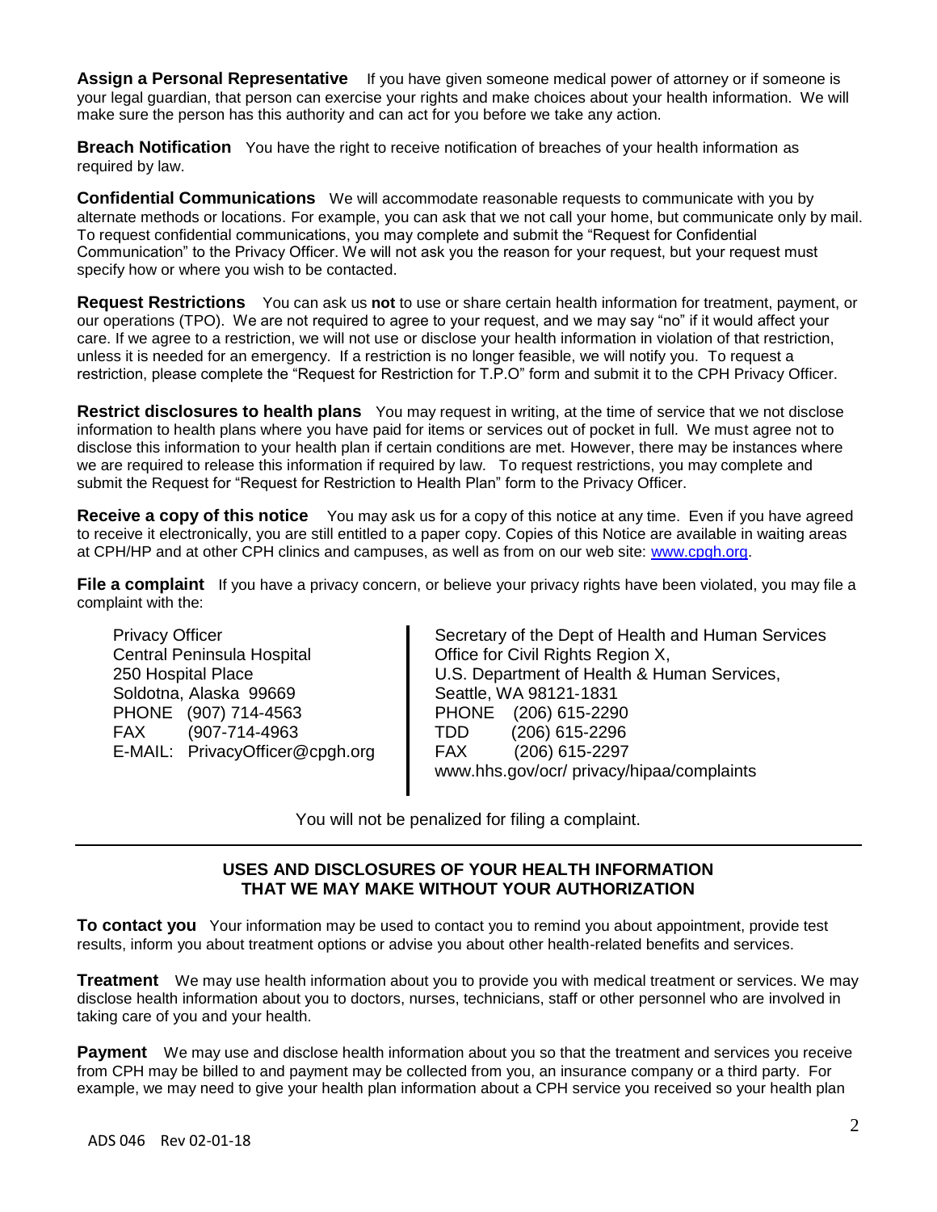**Assign a Personal Representative** If you have given someone medical power of attorney or if someone is your legal guardian, that person can exercise your rights and make choices about your health information. We will make sure the person has this authority and can act for you before we take any action.

**Breach Notification** You have the right to receive notification of breaches of your health information as required by law.

**Confidential Communications** We will accommodate reasonable requests to communicate with you by alternate methods or locations. For example, you can ask that we not call your home, but communicate only by mail. To request confidential communications, you may complete and submit the "Request for Confidential Communication" to the Privacy Officer. We will not ask you the reason for your request, but your request must specify how or where you wish to be contacted.

**Request Restrictions** You can ask us **not** to use or share certain health information for treatment, payment, or our operations (TPO). We are not required to agree to your request, and we may say "no" if it would affect your care. If we agree to a restriction, we will not use or disclose your health information in violation of that restriction, unless it is needed for an emergency. If a restriction is no longer feasible, we will notify you. To request a restriction, please complete the "Request for Restriction for T.P.O" form and submit it to the CPH Privacy Officer.

**Restrict disclosures to health plans** You may request in writing, at the time of service that we not disclose information to health plans where you have paid for items or services out of pocket in full. We must agree not to disclose this information to your health plan if certain conditions are met. However, there may be instances where we are required to release this information if required by law. To request restrictions, you may complete and submit the Request for "Request for Restriction to Health Plan" form to the Privacy Officer.

**Receive a copy of this notice** You may ask us for a copy of this notice at any time. Even if you have agreed to receive it electronically, you are still entitled to a paper copy. Copies of this Notice are available in waiting areas at CPH/HP and at other CPH clinics and campuses, as well as from on our web site: www.cpgh.org.

**File a complaint** If you have a privacy concern, or believe your privacy rights have been violated, you may file a complaint with the:

Privacy Officer
Central Peninsula Hospital
250 Hospital Place
Soldotna, Alaska 99669
PHONE (907) 714-4563
FAX (907-714-4963
E-MAIL: PrivacyOfficer@cpgh.org

Secretary of the Dept of Health and Human Services
Office for Civil Rights Region X,
U.S. Department of Health & Human Services,
Seattle, WA 98121-1831
PHONE (206) 615-2290
TDD (206) 615-2296
FAX (206) 615-2297
www.hhs.gov/ocr/ privacy/hipaa/complaints

You will not be penalized for filing a complaint.

---

## USES AND DISCLOSURES OF YOUR HEALTH INFORMATION THAT WE MAY MAKE WITHOUT YOUR AUTHORIZATION

**To contact you** Your information may be used to contact you to remind you about appointment, provide test results, inform you about treatment options or advise you about other health-related benefits and services.

**Treatment** We may use health information about you to provide you with medical treatment or services. We may disclose health information about you to doctors, nurses, technicians, staff or other personnel who are involved in taking care of you and your health.

**Payment** We may use and disclose health information about you so that the treatment and services you receive from CPH may be billed to and payment may be collected from you, an insurance company or a third party. For example, we may need to give your health plan information about a CPH service you received so your health plan

ADS 046 Rev 02-01-18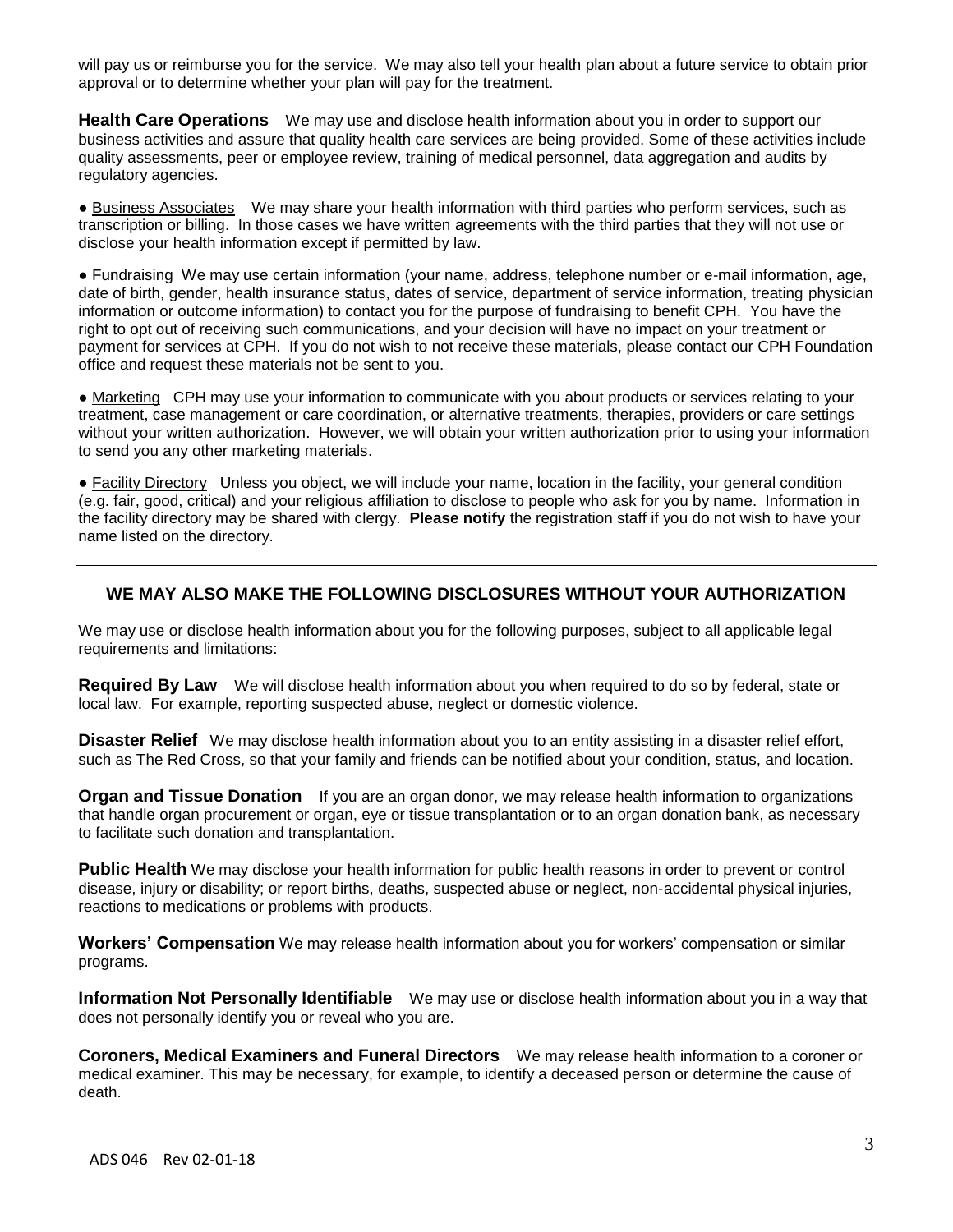will pay us or reimburse you for the service. We may also tell your health plan about a future service to obtain prior approval or to determine whether your plan will pay for the treatment.

**Health Care Operations** We may use and disclose health information about you in order to support our business activities and assure that quality health care services are being provided. Some of these activities include quality assessments, peer or employee review, training of medical personnel, data aggregation and audits by regulatory agencies.

● Business Associates We may share your health information with third parties who perform services, such as transcription or billing. In those cases we have written agreements with the third parties that they will not use or disclose your health information except if permitted by law.

● Fundraising We may use certain information (your name, address, telephone number or e-mail information, age, date of birth, gender, health insurance status, dates of service, department of service information, treating physician information or outcome information) to contact you for the purpose of fundraising to benefit CPH. You have the right to opt out of receiving such communications, and your decision will have no impact on your treatment or payment for services at CPH. If you do not wish to not receive these materials, please contact our CPH Foundation office and request these materials not be sent to you.

● Marketing CPH may use your information to communicate with you about products or services relating to your treatment, case management or care coordination, or alternative treatments, therapies, providers or care settings without your written authorization. However, we will obtain your written authorization prior to using your information to send you any other marketing materials.

● Facility Directory Unless you object, we will include your name, location in the facility, your general condition (e.g. fair, good, critical) and your religious affiliation to disclose to people who ask for you by name. Information in the facility directory may be shared with clergy. **Please notify** the registration staff if you do not wish to have your name listed on the directory.

---

## WE MAY ALSO MAKE THE FOLLOWING DISCLOSURES WITHOUT YOUR AUTHORIZATION

We may use or disclose health information about you for the following purposes, subject to all applicable legal requirements and limitations:

**Required By Law** We will disclose health information about you when required to do so by federal, state or local law. For example, reporting suspected abuse, neglect or domestic violence.

**Disaster Relief** We may disclose health information about you to an entity assisting in a disaster relief effort, such as The Red Cross, so that your family and friends can be notified about your condition, status, and location.

**Organ and Tissue Donation** If you are an organ donor, we may release health information to organizations that handle organ procurement or organ, eye or tissue transplantation or to an organ donation bank, as necessary to facilitate such donation and transplantation.

**Public Health** We may disclose your health information for public health reasons in order to prevent or control disease, injury or disability; or report births, deaths, suspected abuse or neglect, non-accidental physical injuries, reactions to medications or problems with products.

**Workers' Compensation** We may release health information about you for workers' compensation or similar programs.

**Information Not Personally Identifiable** We may use or disclose health information about you in a way that does not personally identify you or reveal who you are.

**Coroners, Medical Examiners and Funeral Directors** We may release health information to a coroner or medical examiner. This may be necessary, for example, to identify a deceased person or determine the cause of death.

ADS 046 Rev 02-01-18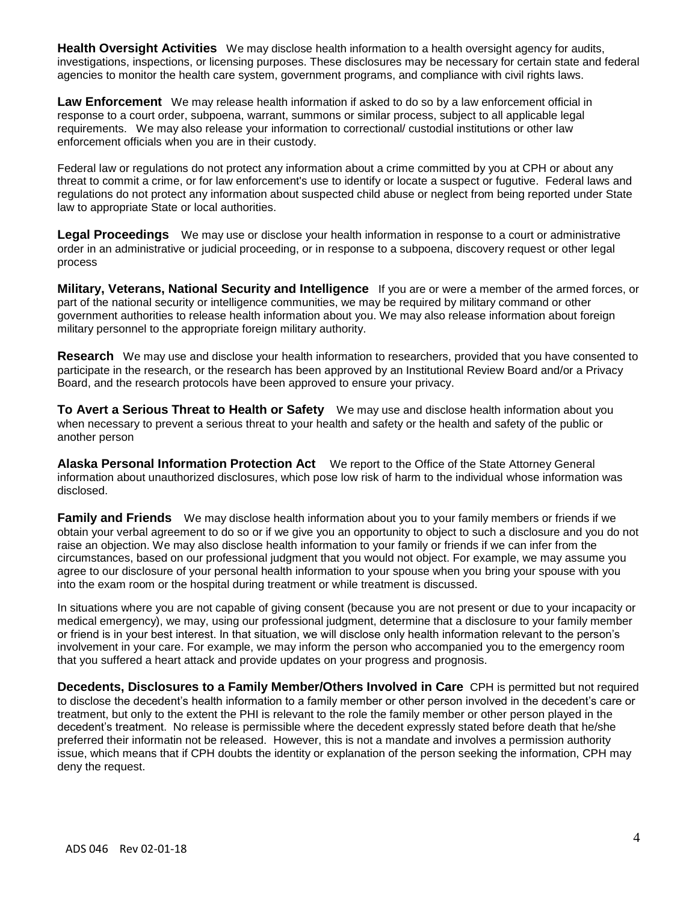**Health Oversight Activities** We may disclose health information to a health oversight agency for audits, investigations, inspections, or licensing purposes. These disclosures may be necessary for certain state and federal agencies to monitor the health care system, government programs, and compliance with civil rights laws.

**Law Enforcement** We may release health information if asked to do so by a law enforcement official in response to a court order, subpoena, warrant, summons or similar process, subject to all applicable legal requirements. We may also release your information to correctional/ custodial institutions or other law enforcement officials when you are in their custody.

Federal law or regulations do not protect any information about a crime committed by you at CPH or about any threat to commit a crime, or for law enforcement's use to identify or locate a suspect or fugutive. Federal laws and regulations do not protect any information about suspected child abuse or neglect from being reported under State law to appropriate State or local authorities.

**Legal Proceedings** We may use or disclose your health information in response to a court or administrative order in an administrative or judicial proceeding, or in response to a subpoena, discovery request or other legal process

**Military, Veterans, National Security and Intelligence** If you are or were a member of the armed forces, or part of the national security or intelligence communities, we may be required by military command or other government authorities to release health information about you. We may also release information about foreign military personnel to the appropriate foreign military authority.

**Research** We may use and disclose your health information to researchers, provided that you have consented to participate in the research, or the research has been approved by an Institutional Review Board and/or a Privacy Board, and the research protocols have been approved to ensure your privacy.

**To Avert a Serious Threat to Health or Safety** We may use and disclose health information about you when necessary to prevent a serious threat to your health and safety or the health and safety of the public or another person

**Alaska Personal Information Protection Act** We report to the Office of the State Attorney General information about unauthorized disclosures, which pose low risk of harm to the individual whose information was disclosed.

**Family and Friends** We may disclose health information about you to your family members or friends if we obtain your verbal agreement to do so or if we give you an opportunity to object to such a disclosure and you do not raise an objection. We may also disclose health information to your family or friends if we can infer from the circumstances, based on our professional judgment that you would not object. For example, we may assume you agree to our disclosure of your personal health information to your spouse when you bring your spouse with you into the exam room or the hospital during treatment or while treatment is discussed.

In situations where you are not capable of giving consent (because you are not present or due to your incapacity or medical emergency), we may, using our professional judgment, determine that a disclosure to your family member or friend is in your best interest. In that situation, we will disclose only health information relevant to the person's involvement in your care. For example, we may inform the person who accompanied you to the emergency room that you suffered a heart attack and provide updates on your progress and prognosis.

**Decedents, Disclosures to a Family Member/Others Involved in Care** CPH is permitted but not required to disclose the decedent's health information to a family member or other person involved in the decedent's care or treatment, but only to the extent the PHI is relevant to the role the family member or other person played in the decedent's treatment. No release is permissible where the decedent expressly stated before death that he/she preferred their informatin not be released. However, this is not a mandate and involves a permission authority issue, which means that if CPH doubts the identity or explanation of the person seeking the information, CPH may deny the request.

ADS 046 Rev 02-01-18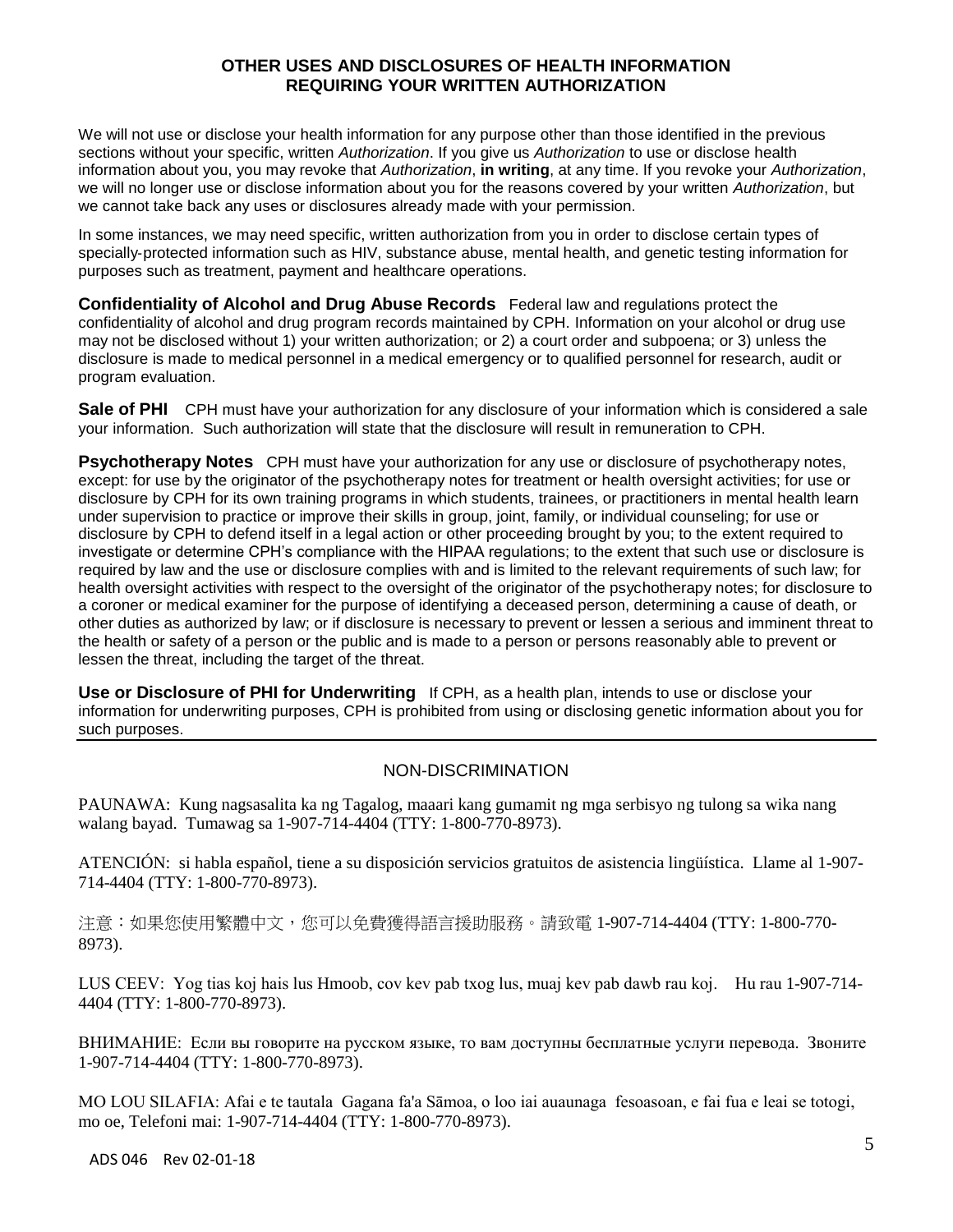## OTHER USES AND DISCLOSURES OF HEALTH INFORMATION REQUIRING YOUR WRITTEN AUTHORIZATION

We will not use or disclose your health information for any purpose other than those identified in the previous sections without your specific, written *Authorization*. If you give us *Authorization* to use or disclose health information about you, you may revoke that *Authorization*, **in writing**, at any time. If you revoke your *Authorization*, we will no longer use or disclose information about you for the reasons covered by your written *Authorization*, but we cannot take back any uses or disclosures already made with your permission.

In some instances, we may need specific, written authorization from you in order to disclose certain types of specially-protected information such as HIV, substance abuse, mental health, and genetic testing information for purposes such as treatment, payment and healthcare operations.

**Confidentiality of Alcohol and Drug Abuse Records** Federal law and regulations protect the confidentiality of alcohol and drug program records maintained by CPH. Information on your alcohol or drug use may not be disclosed without 1) your written authorization; or 2) a court order and subpoena; or 3) unless the disclosure is made to medical personnel in a medical emergency or to qualified personnel for research, audit or program evaluation.

**Sale of PHI** CPH must have your authorization for any disclosure of your information which is considered a sale your information. Such authorization will state that the disclosure will result in remuneration to CPH.

**Psychotherapy Notes** CPH must have your authorization for any use or disclosure of psychotherapy notes, except: for use by the originator of the psychotherapy notes for treatment or health oversight activities; for use or disclosure by CPH for its own training programs in which students, trainees, or practitioners in mental health learn under supervision to practice or improve their skills in group, joint, family, or individual counseling; for use or disclosure by CPH to defend itself in a legal action or other proceeding brought by you; to the extent required to investigate or determine CPH's compliance with the HIPAA regulations; to the extent that such use or disclosure is required by law and the use or disclosure complies with and is limited to the relevant requirements of such law; for health oversight activities with respect to the oversight of the originator of the psychotherapy notes; for disclosure to a coroner or medical examiner for the purpose of identifying a deceased person, determining a cause of death, or other duties as authorized by law; or if disclosure is necessary to prevent or lessen a serious and imminent threat to the health or safety of a person or the public and is made to a person or persons reasonably able to prevent or lessen the threat, including the target of the threat.

**Use or Disclosure of PHI for Underwriting** If CPH, as a health plan, intends to use or disclose your information for underwriting purposes, CPH is prohibited from using or disclosing genetic information about you for such purposes.

---

## NON-DISCRIMINATION

PAUNAWA: Kung nagsasalita ka ng Tagalog, maaari kang gumamit ng mga serbisyo ng tulong sa wika nang walang bayad. Tumawag sa 1-907-714-4404 (TTY: 1-800-770-8973).

ATENCIÓN: si habla español, tiene a su disposición servicios gratuitos de asistencia lingüística. Llame al 1-907-714-4404 (TTY: 1-800-770-8973).

注意：如果您使用繁體中文，您可以免費獲得語言援助服務。請致電 1-907-714-4404 (TTY: 1-800-770-8973).

LUS CEEV: Yog tias koj hais lus Hmoob, cov kev pab txog lus, muaj kev pab dawb rau koj. Hu rau 1-907-714-4404 (TTY: 1-800-770-8973).

ВНИМАНИЕ: Если вы говорите на русском языке, то вам доступны бесплатные услуги перевода. Звоните 1-907-714-4404 (TTY: 1-800-770-8973).

MO LOU SILAFIA: Afai e te tautala Gagana fa'a Sāmoa, o loo iai auaunaga fesoasoan, e fai fua e leai se totogi, mo oe, Telefoni mai: 1-907-714-4404 (TTY: 1-800-770-8973).

ADS 046 Rev 02-01-18